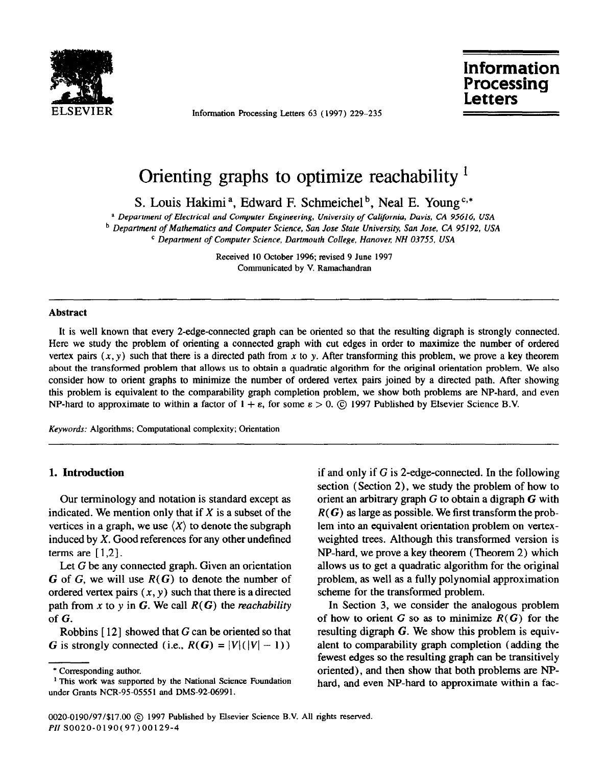# Orienting graphs to optimize reachability [1]

S. Louis Hakimi [a], Edward F. Schmeichel [b], Neal E. Young [c,*]

[a] Department of Electrical and Computer Engineering, University of California, Davis, CA 95616, USA
[b] Department of Mathematics and Computer Science, San Jose State University, San Jose, CA 95192, USA
[c] Department of Computer Science, Dartmouth College, Hanover, NH 03755, USA

Received 10 October 1996; revised 9 June 1997
Communicated by V. Ramachandran

## Abstract

It is well known that every 2-edge-connected graph can be oriented so that the resulting digraph is strongly connected. Here we study the problem of orienting a connected graph with cut edges in order to maximize the number of ordered vertex pairs $(x, y)$ such that there is a directed path from $x$ to $y$. After transforming this problem, we prove a key theorem about the transformed problem that allows us to obtain a quadratic algorithm for the original orientation problem. We also consider how to orient graphs to minimize the number of ordered vertex pairs joined by a directed path. After showing this problem is equivalent to the comparability graph completion problem, we show both problems are NP-hard, and even NP-hard to approximate to within a factor of $1 + \varepsilon$, for some $\varepsilon > 0$. © 1997 Published by Elsevier Science B.V.

*Keywords:* Algorithms; Computational complexity; Orientation

## 1. Introduction

Our terminology and notation is standard except as indicated. We mention only that if $X$ is a subset of the vertices in a graph, we use $\langle X \rangle$ to denote the subgraph induced by $X$. Good references for any other undefined terms are [1,2].

Let $G$ be any connected graph. Given an orientation $\mathbf{G}$ of $G$, we will use $R(\mathbf{G})$ to denote the number of ordered vertex pairs $(x, y)$ such that there is a directed path from $x$ to $y$ in $\mathbf{G}$. We call $R(\mathbf{G})$ the *reachability* of $\mathbf{G}$.

Robbins [12] showed that $G$ can be oriented so that $\mathbf{G}$ is strongly connected (i.e., $R(\mathbf{G}) = |V|(|V| - 1)$) if and only if $G$ is 2-edge-connected. In the following section (Section 2), we study the problem of how to orient an arbitrary graph $G$ to obtain a digraph $\mathbf{G}$ with $R(\mathbf{G})$ as large as possible. We first transform the problem into an equivalent orientation problem on vertex-weighted trees. Although this transformed version is NP-hard, we prove a key theorem (Theorem 2) which allows us to get a quadratic algorithm for the original problem, as well as a fully polynomial approximation scheme for the transformed problem.

In Section 3, we consider the analogous problem of how to orient $G$ so as to minimize $R(\mathbf{G})$ for the resulting digraph $\mathbf{G}$. We show this problem is equivalent to comparability graph completion (adding the fewest edges so the resulting graph can be transitively oriented), and then show that both problems are NP-hard, and even NP-hard to approximate within a fac-

---

\* Corresponding author.

[1] This work was supported by the National Science Foundation under Grants NCR-95-05551 and DMS-92-06991.

0020-0190/97/$17.00 © 1997 Published by Elsevier Science B.V. All rights reserved.
*PII* S0020-0190(97)00129-4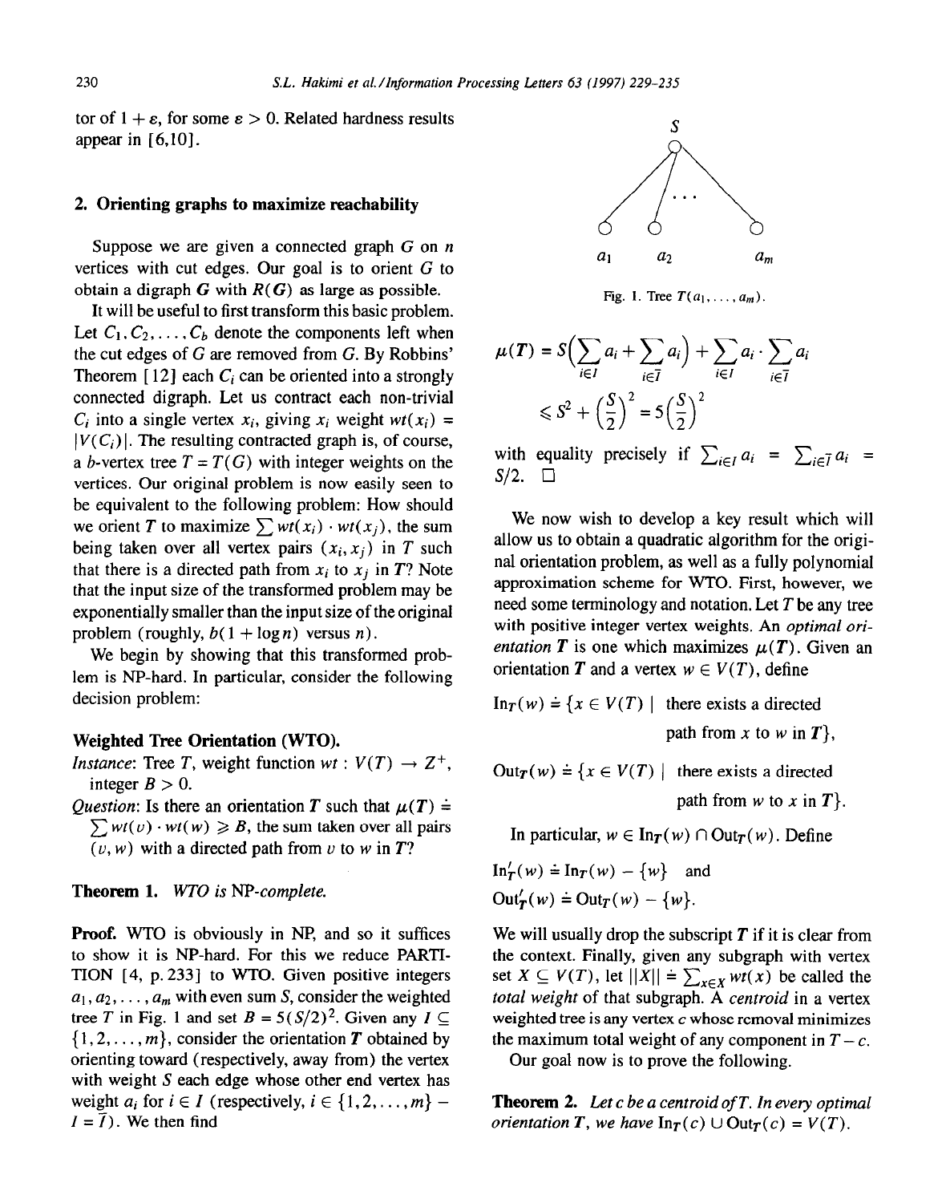tor of $1 + \varepsilon$, for some $\varepsilon > 0$. Related hardness results appear in [6,10].

## 2. Orienting graphs to maximize reachability

Suppose we are given a connected graph $G$ on $n$ vertices with cut edges. Our goal is to orient $G$ to obtain a digraph $\boldsymbol{G}$ with $R(\boldsymbol{G})$ as large as possible.

It will be useful to first transform this basic problem. Let $C_1, C_2, \ldots, C_b$ denote the components left when the cut edges of $G$ are removed from $G$. By Robbins' Theorem [12] each $C_i$ can be oriented into a strongly connected digraph. Let us contract each non-trivial $C_i$ into a single vertex $x_i$, giving $x_i$ weight $wt(x_i) = |V(C_i)|$. The resulting contracted graph is, of course, a $b$-vertex tree $T = T(G)$ with integer weights on the vertices. Our original problem is now easily seen to be equivalent to the following problem: How should we orient $T$ to maximize $\sum wt(x_i) \cdot wt(x_j)$, the sum being taken over all vertex pairs $(x_i, x_j)$ in $T$ such that there is a directed path from $x_i$ to $x_j$ in $\boldsymbol{T}$? Note that the input size of the transformed problem may be exponentially smaller than the input size of the original problem (roughly, $b(1 + \log n)$ versus $n$).

We begin by showing that this transformed problem is NP-hard. In particular, consider the following decision problem:

### Weighted Tree Orientation (WTO).

*Instance*: Tree $T$, weight function $wt : V(T) \to Z^+$, integer $B > 0$.

*Question*: Is there an orientation $\boldsymbol{T}$ such that $\mu(\boldsymbol{T}) \doteq \sum wt(v) \cdot wt(w) \geqslant B$, the sum taken over all pairs $(v, w)$ with a directed path from $v$ to $w$ in $\boldsymbol{T}$?

**Theorem 1.** *WTO is* NP-*complete.*

**Proof.** WTO is obviously in NP, and so it suffices to show it is NP-hard. For this we reduce PARTITION [4, p. 233] to WTO. Given positive integers $a_1, a_2, \ldots, a_m$ with even sum $S$, consider the weighted tree $T$ in Fig. 1 and set $B = 5(S/2)^2$. Given any $I \subseteq \{1, 2, \ldots, m\}$, consider the orientation $\boldsymbol{T}$ obtained by orienting toward (respectively, away from) the vertex with weight $S$ each edge whose other end vertex has weight $a_i$ for $i \in I$ (respectively, $i \in \{1, 2, \ldots, m\} - I = \bar{I}$). We then find

Fig. 1. Tree $T(a_1, \ldots, a_m)$.

$$\mu(\boldsymbol{T}) = S\Big(\sum_{i \in I} a_i + \sum_{i \in \bar{I}} a_i\Big) + \sum_{i \in I} a_i \cdot \sum_{i \in \bar{I}} a_i$$

$$\leqslant S^2 + \left(\frac{S}{2}\right)^2 = 5\left(\frac{S}{2}\right)^2$$

with equality precisely if $\sum_{i \in I} a_i = \sum_{i \in \bar{I}} a_i = S/2$. $\square$

We now wish to develop a key result which will allow us to obtain a quadratic algorithm for the original orientation problem, as well as a fully polynomial approximation scheme for WTO. First, however, we need some terminology and notation. Let $T$ be any tree with positive integer vertex weights. An *optimal orientation* $\boldsymbol{T}$ is one which maximizes $\mu(\boldsymbol{T})$. Given an orientation $\boldsymbol{T}$ and a vertex $w \in V(T)$, define

$$\mathrm{In}_{\boldsymbol{T}}(w) \doteq \{x \in V(T) \mid \text{there exists a directed path from } x \text{ to } w \text{ in } \boldsymbol{T}\},$$

$$\mathrm{Out}_{\boldsymbol{T}}(w) \doteq \{x \in V(T) \mid \text{there exists a directed path from } w \text{ to } x \text{ in } \boldsymbol{T}\}.$$

In particular, $w \in \mathrm{In}_{\boldsymbol{T}}(w) \cap \mathrm{Out}_{\boldsymbol{T}}(w)$. Define

$$\mathrm{In}'_{\boldsymbol{T}}(w) \doteq \mathrm{In}_{\boldsymbol{T}}(w) - \{w\} \quad \text{and}$$

$$\mathrm{Out}'_{\boldsymbol{T}}(w) \doteq \mathrm{Out}_{\boldsymbol{T}}(w) - \{w\}.$$

We will usually drop the subscript $\boldsymbol{T}$ if it is clear from the context. Finally, given any subgraph with vertex set $X \subseteq V(T)$, let $\|X\| \doteq \sum_{x \in X} wt(x)$ be called the *total weight* of that subgraph. A *centroid* in a vertex weighted tree is any vertex $c$ whose removal minimizes the maximum total weight of any component in $T - c$.

Our goal now is to prove the following.

**Theorem 2.** *Let $c$ be a centroid of $T$. In every optimal orientation $\boldsymbol{T}$, we have $\mathrm{In}_{\boldsymbol{T}}(c) \cup \mathrm{Out}_{\boldsymbol{T}}(c) = V(T)$.*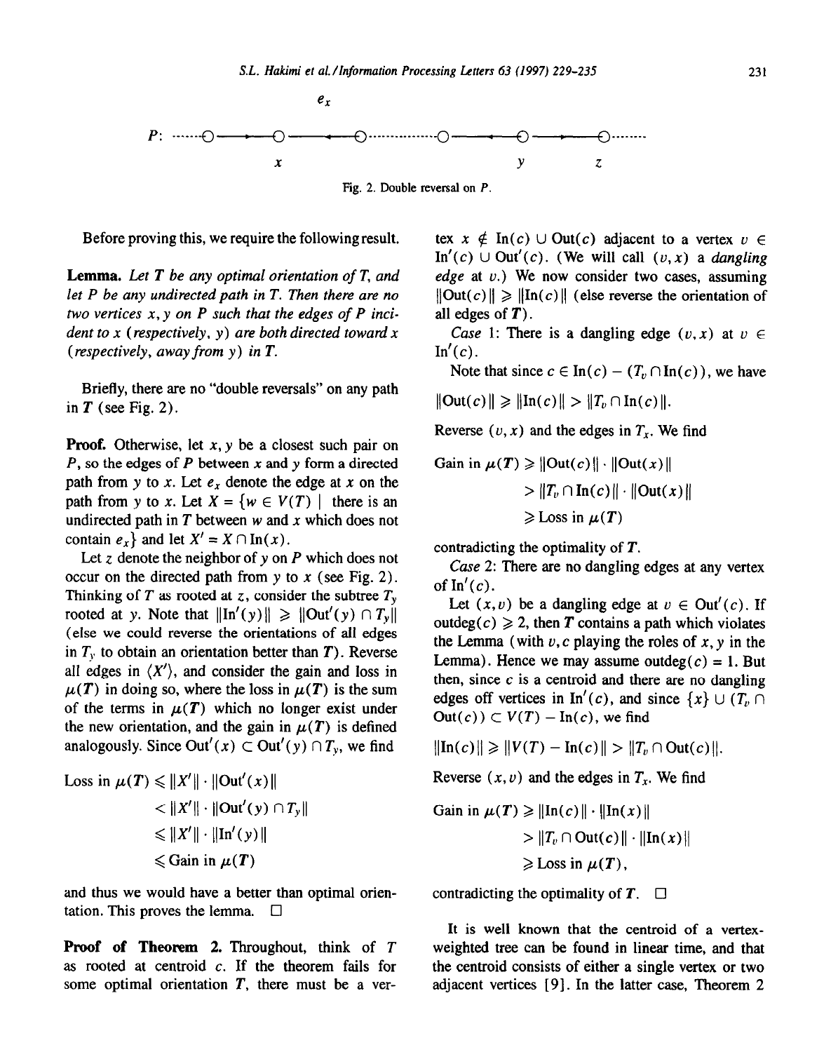Fig. 2. Double reversal on $P$.

Before proving this, we require the following result.

**Lemma.** *Let $T$ be any optimal orientation of $T$, and let $P$ be any undirected path in $T$. Then there are no two vertices $x, y$ on $P$ such that the edges of $P$ incident to $x$ (respectively, $y$) are both directed toward $x$ (respectively, away from $y$) in $T$.*

Briefly, there are no "double reversals" on any path in $T$ (see Fig. 2).

**Proof.** Otherwise, let $x, y$ be a closest such pair on $P$, so the edges of $P$ between $x$ and $y$ form a directed path from $y$ to $x$. Let $e_x$ denote the edge at $x$ on the path from $y$ to $x$. Let $X = \{w \in V(T) \mid$ there is an undirected path in $T$ between $w$ and $x$ which does not contain $e_x\}$ and let $X' = X \cap \mathrm{In}(x)$.

Let $z$ denote the neighbor of $y$ on $P$ which does not occur on the directed path from $y$ to $x$ (see Fig. 2). Thinking of $T$ as rooted at $z$, consider the subtree $T_y$ rooted at $y$. Note that $\|\mathrm{In}'(y)\| \geqslant \|\mathrm{Out}'(y) \cap T_y\|$ (else we could reverse the orientations of all edges in $T_y$ to obtain an orientation better than $T$). Reverse all edges in $\langle X' \rangle$, and consider the gain and loss in $\mu(T)$ in doing so, where the loss in $\mu(T)$ is the sum of the terms in $\mu(T)$ which no longer exist under the new orientation, and the gain in $\mu(T)$ is defined analogously. Since $\mathrm{Out}'(x) \subset \mathrm{Out}'(y) \cap T_y$, we find

$$
\begin{aligned}
\text{Loss in } \mu(T) &\leqslant \|X'\| \cdot \|\mathrm{Out}'(x)\| \\
&< \|X'\| \cdot \|\mathrm{Out}'(y) \cap T_y\| \\
&\leqslant \|X'\| \cdot \|\mathrm{In}'(y)\| \\
&\leqslant \text{Gain in } \mu(T)
\end{aligned}
$$

and thus we would have a better than optimal orientation. This proves the lemma. $\square$

**Proof of Theorem 2.** Throughout, think of $T$ as rooted at centroid $c$. If the theorem fails for some optimal orientation $T$, there must be a vertex $x \notin \mathrm{In}(c) \cup \mathrm{Out}(c)$ adjacent to a vertex $v \in \mathrm{In}'(c) \cup \mathrm{Out}'(c)$. (We will call $(v, x)$ a *dangling edge* at $v$.) We now consider two cases, assuming $\|\mathrm{Out}(c)\| \geqslant \|\mathrm{In}(c)\|$ (else reverse the orientation of all edges of $T$).

*Case* 1: There is a dangling edge $(v, x)$ at $v \in \mathrm{In}'(c)$.

Note that since $c \in \mathrm{In}(c) - (T_v \cap \mathrm{In}(c))$, we have

$$\|\mathrm{Out}(c)\| \geqslant \|\mathrm{In}(c)\| > \|T_v \cap \mathrm{In}(c)\|.$$

Reverse $(v, x)$ and the edges in $T_x$. We find

$$
\begin{aligned}
\text{Gain in } \mu(T) &\geqslant \|\mathrm{Out}(c)\| \cdot \|\mathrm{Out}(x)\| \\
&> \|T_v \cap \mathrm{In}(c)\| \cdot \|\mathrm{Out}(x)\| \\
&\geqslant \text{Loss in } \mu(T)
\end{aligned}
$$

contradicting the optimality of $T$.

*Case* 2: There are no dangling edges at any vertex of $\mathrm{In}'(c)$.

Let $(x, v)$ be a dangling edge at $v \in \mathrm{Out}'(c)$. If $\mathrm{outdeg}(c) \geqslant 2$, then $T$ contains a path which violates the Lemma (with $v, c$ playing the roles of $x, y$ in the Lemma). Hence we may assume $\mathrm{outdeg}(c) = 1$. But then, since $c$ is a centroid and there are no dangling edges off vertices in $\mathrm{In}'(c)$, and since $\{x\} \cup (T_v \cap \mathrm{Out}(c)) \subset V(T) - \mathrm{In}(c)$, we find

$$\|\mathrm{In}(c)\| \geqslant \|V(T) - \mathrm{In}(c)\| > \|T_v \cap \mathrm{Out}(c)\|.$$

Reverse $(x, v)$ and the edges in $T_x$. We find

$$
\begin{aligned}
\text{Gain in } \mu(T) &\geqslant \|\mathrm{In}(c)\| \cdot \|\mathrm{In}(x)\| \\
&> \|T_v \cap \mathrm{Out}(c)\| \cdot \|\mathrm{In}(x)\| \\
&\geqslant \text{Loss in } \mu(T),
\end{aligned}
$$

contradicting the optimality of $T$. $\square$

It is well known that the centroid of a vertex-weighted tree can be found in linear time, and that the centroid consists of either a single vertex or two adjacent vertices [9]. In the latter case, Theorem 2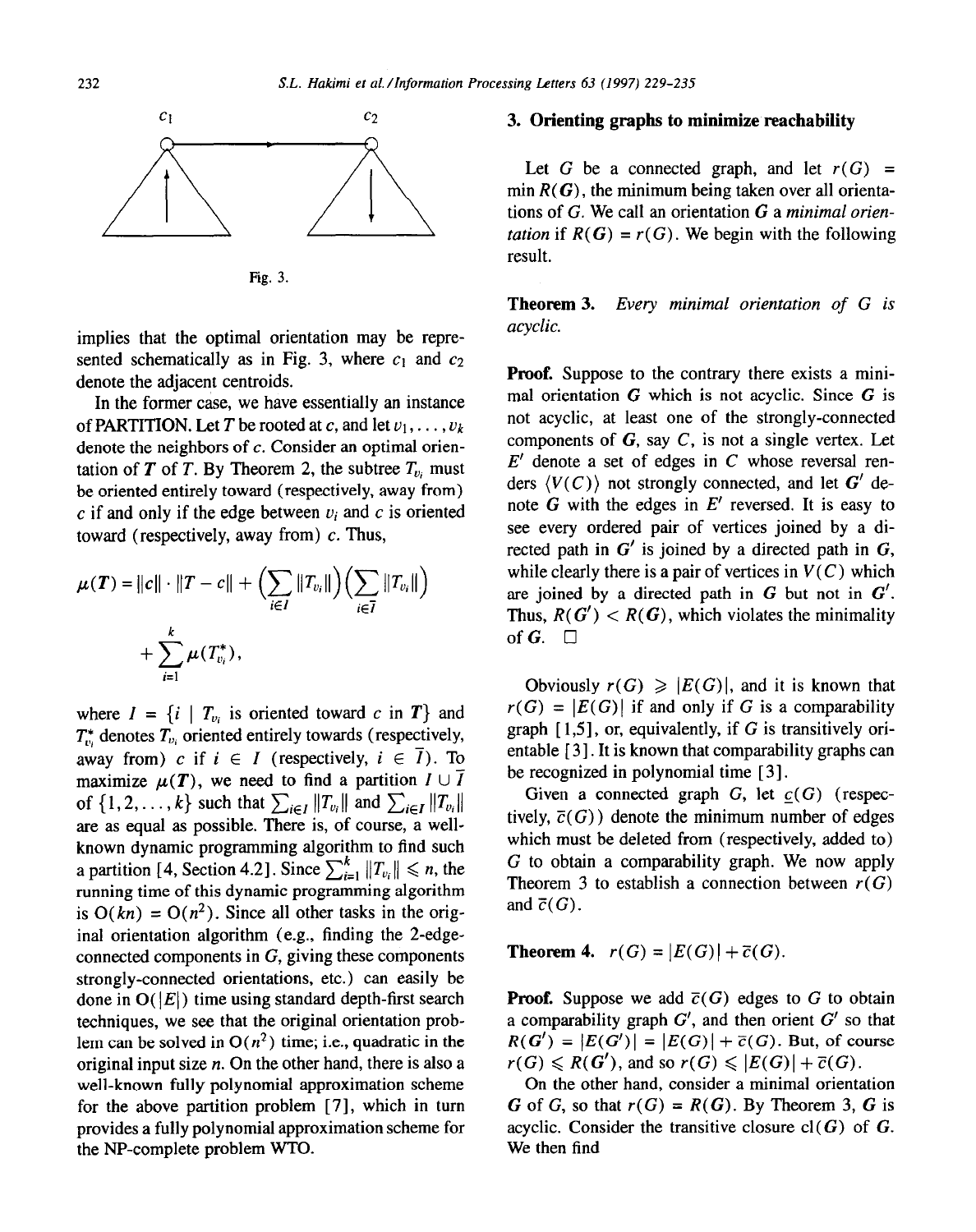Fig. 3.

implies that the optimal orientation may be represented schematically as in Fig. 3, where $c_1$ and $c_2$ denote the adjacent centroids.

In the former case, we have essentially an instance of PARTITION. Let $T$ be rooted at $c$, and let $v_1, \ldots, v_k$ denote the neighbors of $c$. Consider an optimal orientation of $\boldsymbol{T}$ of $T$. By Theorem 2, the subtree $T_{v_i}$ must be oriented entirely toward (respectively, away from) $c$ if and only if the edge between $v_i$ and $c$ is oriented toward (respectively, away from) $c$. Thus,

$$\mu(\boldsymbol{T}) = \|c\| \cdot \|T - c\| + \Big(\sum_{i \in I} \|T_{v_i}\|\Big)\Big(\sum_{i \in \overline{I}} \|T_{v_i}\|\Big) + \sum_{i=1}^{k} \mu(\boldsymbol{T}_{v_i}^{*}),$$

where $I = \{i \mid T_{v_i}$ is oriented toward $c$ in $\boldsymbol{T}\}$ and $\boldsymbol{T}_{v_i}^{*}$ denotes $T_{v_i}$ oriented entirely towards (respectively, away from) $c$ if $i \in I$ (respectively, $i \in \overline{I}$). To maximize $\mu(\boldsymbol{T})$, we need to find a partition $I \cup \overline{I}$ of $\{1, 2, \ldots, k\}$ such that $\sum_{i \in I} \|T_{v_i}\|$ and $\sum_{i \in \overline{I}} \|T_{v_i}\|$ are as equal as possible. There is, of course, a well-known dynamic programming algorithm to find such a partition [4, Section 4.2]. Since $\sum_{i=1}^{k} \|T_{v_i}\| \leqslant n$, the running time of this dynamic programming algorithm is $O(kn) = O(n^2)$. Since all other tasks in the original orientation algorithm (e.g., finding the 2-edge-connected components in $G$, giving these components strongly-connected orientations, etc.) can easily be done in $O(|E|)$ time using standard depth-first search techniques, we see that the original orientation problem can be solved in $O(n^2)$ time; i.e., quadratic in the original input size $n$. On the other hand, there is also a well-known fully polynomial approximation scheme for the above partition problem [7], which in turn provides a fully polynomial approximation scheme for the NP-complete problem WTO.

## 3. Orienting graphs to minimize reachability

Let $G$ be a connected graph, and let $r(G) = \min R(\boldsymbol{G})$, the minimum being taken over all orientations of $G$. We call an orientation $\boldsymbol{G}$ a *minimal orientation* if $R(\boldsymbol{G}) = r(G)$. We begin with the following result.

**Theorem 3.** *Every minimal orientation of $G$ is acyclic.*

**Proof.** Suppose to the contrary there exists a minimal orientation $\boldsymbol{G}$ which is not acyclic. Since $\boldsymbol{G}$ is not acyclic, at least one of the strongly-connected components of $\boldsymbol{G}$, say $C$, is not a single vertex. Let $E'$ denote a set of edges in $C$ whose reversal renders $\langle V(C) \rangle$ not strongly connected, and let $\boldsymbol{G}'$ denote $\boldsymbol{G}$ with the edges in $E'$ reversed. It is easy to see every ordered pair of vertices joined by a directed path in $\boldsymbol{G}'$ is joined by a directed path in $\boldsymbol{G}$, while clearly there is a pair of vertices in $V(C)$ which are joined by a directed path in $\boldsymbol{G}$ but not in $\boldsymbol{G}'$. Thus, $R(\boldsymbol{G}') < R(\boldsymbol{G})$, which violates the minimality of $\boldsymbol{G}$. $\square$

Obviously $r(G) \geqslant |E(G)|$, and it is known that $r(G) = |E(G)|$ if and only if $G$ is a comparability graph [1,5], or, equivalently, if $G$ is transitively orientable [3]. It is known that comparability graphs can be recognized in polynomial time [3].

Given a connected graph $G$, let $\underline{c}(G)$ (respectively, $\overline{c}(G)$) denote the minimum number of edges which must be deleted from (respectively, added to) $G$ to obtain a comparability graph. We now apply Theorem 3 to establish a connection between $r(G)$ and $\overline{c}(G)$.

**Theorem 4.** $r(G) = |E(G)| + \overline{c}(G)$.

**Proof.** Suppose we add $\overline{c}(G)$ edges to $G$ to obtain a comparability graph $G'$, and then orient $G'$ so that $R(\boldsymbol{G}') = |E(G')| = |E(G)| + \overline{c}(G)$. But, of course $r(G) \leqslant R(\boldsymbol{G}')$, and so $r(G) \leqslant |E(G)| + \overline{c}(G)$.

On the other hand, consider a minimal orientation $\boldsymbol{G}$ of $G$, so that $r(G) = R(\boldsymbol{G})$. By Theorem 3, $\boldsymbol{G}$ is acyclic. Consider the transitive closure $\mathrm{cl}(\boldsymbol{G})$ of $\boldsymbol{G}$. We then find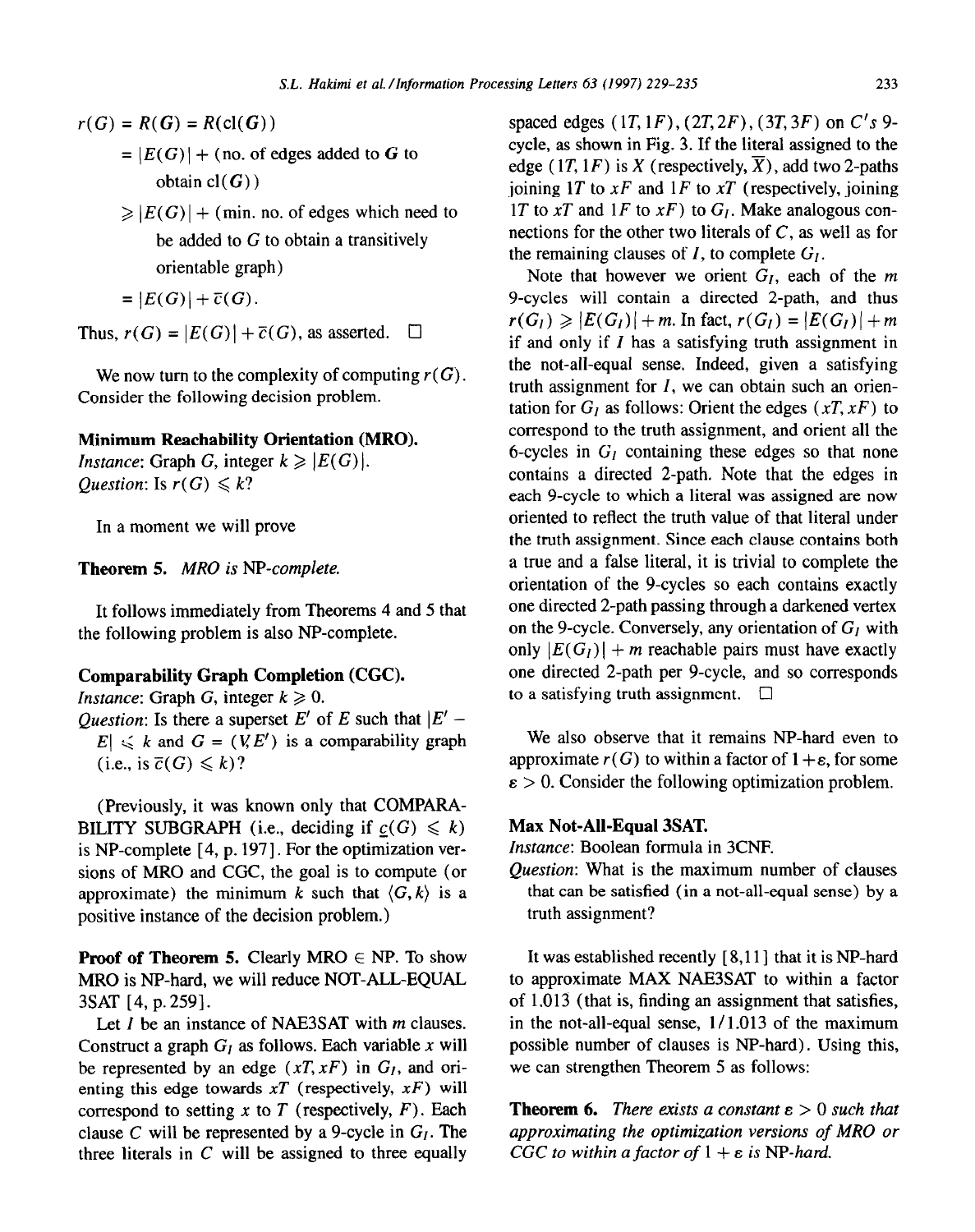$$
\begin{aligned}
r(G) &= R(G) = R(\mathrm{cl}(G)) \\
&= |E(G)| + (\text{no. of edges added to } G \text{ to obtain } \mathrm{cl}(G)) \\
&\geqslant |E(G)| + (\text{min. no. of edges which need to be added to } G \text{ to obtain a transitively orientable graph}) \\
&= |E(G)| + \bar{c}(G).
\end{aligned}
$$

Thus, $r(G) = |E(G)| + \bar{c}(G)$, as asserted. □

We now turn to the complexity of computing $r(G)$. Consider the following decision problem.

**Minimum Reachability Orientation (MRO).**
*Instance*: Graph $G$, integer $k \geqslant |E(G)|$.
*Question*: Is $r(G) \leqslant k$?

In a moment we will prove

**Theorem 5.** *MRO is* NP-*complete.*

It follows immediately from Theorems 4 and 5 that the following problem is also NP-complete.

**Comparability Graph Completion (CGC).**
*Instance*: Graph $G$, integer $k \geqslant 0$.
*Question*: Is there a superset $E'$ of $E$ such that $|E' - E| \leqslant k$ and $G = (V, E')$ is a comparability graph (i.e., is $\bar{c}(G) \leqslant k$)?

(Previously, it was known only that COMPARABILITY SUBGRAPH (i.e., deciding if $\underline{c}(G) \leqslant k$) is NP-complete [4, p. 197]. For the optimization versions of MRO and CGC, the goal is to compute (or approximate) the minimum $k$ such that $\langle G, k \rangle$ is a positive instance of the decision problem.)

**Proof of Theorem 5.** Clearly MRO $\in$ NP. To show MRO is NP-hard, we will reduce NOT-ALL-EQUAL 3SAT [4, p. 259].

Let $I$ be an instance of NAE3SAT with $m$ clauses. Construct a graph $G_I$ as follows. Each variable $x$ will be represented by an edge $(xT, xF)$ in $G_I$, and orienting this edge towards $xT$ (respectively, $xF$) will correspond to setting $x$ to $T$ (respectively, $F$). Each clause $C$ will be represented by a 9-cycle in $G_I$. The three literals in $C$ will be assigned to three equally spaced edges $(1T, 1F), (2T, 2F), (3T, 3F)$ on $C$'s 9-cycle, as shown in Fig. 3. If the literal assigned to the edge $(1T, 1F)$ is $X$ (respectively, $\overline{X}$), add two 2-paths joining $1T$ to $xF$ and $1F$ to $xT$ (respectively, joining $1T$ to $xT$ and $1F$ to $xF$) to $G_I$. Make analogous connections for the other two literals of $C$, as well as for the remaining clauses of $I$, to complete $G_I$.

Note that however we orient $G_I$, each of the $m$ 9-cycles will contain a directed 2-path, and thus $r(G_I) \geqslant |E(G_I)| + m$. In fact, $r(G_I) = |E(G_I)| + m$ if and only if $I$ has a satisfying truth assignment in the not-all-equal sense. Indeed, given a satisfying truth assignment for $I$, we can obtain such an orientation for $G_I$ as follows: Orient the edges $(xT, xF)$ to correspond to the truth assignment, and orient all the 6-cycles in $G_I$ containing these edges so that none contains a directed 2-path. Note that the edges in each 9-cycle to which a literal was assigned are now oriented to reflect the truth value of that literal under the truth assignment. Since each clause contains both a true and a false literal, it is trivial to complete the orientation of the 9-cycles so each contains exactly one directed 2-path passing through a darkened vertex on the 9-cycle. Conversely, any orientation of $G_I$ with only $|E(G_I)| + m$ reachable pairs must have exactly one directed 2-path per 9-cycle, and so corresponds to a satisfying truth assignment. □

We also observe that it remains NP-hard even to approximate $r(G)$ to within a factor of $1 + \varepsilon$, for some $\varepsilon > 0$. Consider the following optimization problem.

**Max Not-All-Equal 3SAT.**
*Instance*: Boolean formula in 3CNF.
*Question*: What is the maximum number of clauses that can be satisfied (in a not-all-equal sense) by a truth assignment?

It was established recently [8,11] that it is NP-hard to approximate MAX NAE3SAT to within a factor of 1.013 (that is, finding an assignment that satisfies, in the not-all-equal sense, 1/1.013 of the maximum possible number of clauses is NP-hard). Using this, we can strengthen Theorem 5 as follows:

**Theorem 6.** *There exists a constant $\varepsilon > 0$ such that approximating the optimization versions of MRO or CGC to within a factor of $1 + \varepsilon$ is* NP-*hard.*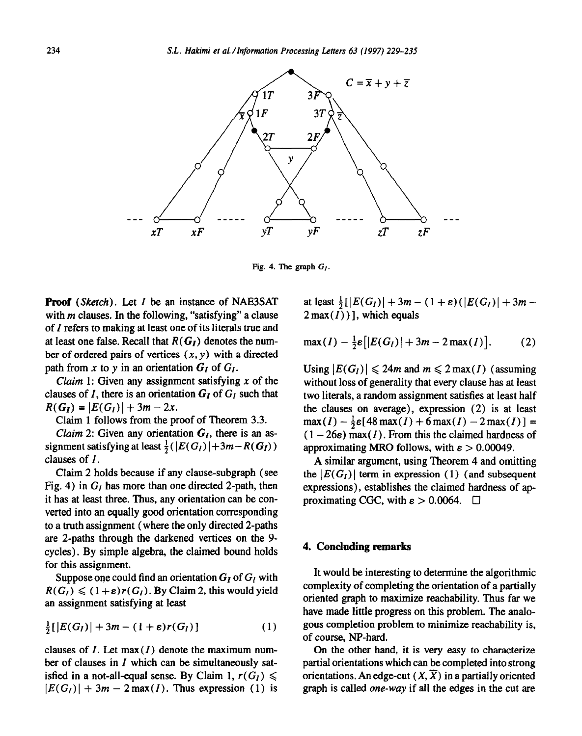Fig. 4. The graph $G_I$.

**Proof** (*Sketch*). Let $I$ be an instance of NAE3SAT with $m$ clauses. In the following, "satisfying" a clause of $I$ refers to making at least one of its literals true and at least one false. Recall that $R(\boldsymbol{G_I})$ denotes the number of ordered pairs of vertices $(x, y)$ with a directed path from $x$ to $y$ in an orientation $\boldsymbol{G_I}$ of $G_I$.

*Claim* 1: Given any assignment satisfying $x$ of the clauses of $I$, there is an orientation $\boldsymbol{G_I}$ of $G_I$ such that $R(\boldsymbol{G_I}) = |E(G_I)| + 3m - 2x$.

Claim 1 follows from the proof of Theorem 3.3.

*Claim* 2: Given any orientation $\boldsymbol{G_I}$, there is an assignment satisfying at least $\frac{1}{2}(|E(G_I)|+3m-R(\boldsymbol{G_I}))$ clauses of $I$.

Claim 2 holds because if any clause-subgraph (see Fig. 4) in $G_I$ has more than one directed 2-path, then it has at least three. Thus, any orientation can be converted into an equally good orientation corresponding to a truth assignment (where the only directed 2-paths are 2-paths through the darkened vertices on the 9-cycles). By simple algebra, the claimed bound holds for this assignment.

Suppose one could find an orientation $\boldsymbol{G_I}$ of $G_I$ with $R(\boldsymbol{G_I}) \leqslant (1+\varepsilon)r(G_I)$. By Claim 2, this would yield an assignment satisfying at least

$$\tfrac{1}{2}[|E(G_I)| + 3m - (1+\varepsilon)r(G_I)] \qquad (1)$$

clauses of $I$. Let $\max(I)$ denote the maximum number of clauses in $I$ which can be simultaneously satisfied in a not-all-equal sense. By Claim 1, $r(G_I) \leqslant |E(G_I)| + 3m - 2\max(I)$. Thus expression (1) is at least $\frac{1}{2}[|E(G_I)| + 3m - (1+\varepsilon)(|E(G_I)| + 3m - 2\max(I))]$, which equals

$$\max(I) - \tfrac{1}{2}\varepsilon\big[|E(G_I)| + 3m - 2\max(I)\big]. \qquad (2)$$

Using $|E(G_I)| \leqslant 24m$ and $m \leqslant 2\max(I)$ (assuming without loss of generality that every clause has at least two literals, a random assignment satisfies at least half the clauses on average), expression (2) is at least $\max(I) - \frac{1}{2}\varepsilon[48\max(I) + 6\max(I) - 2\max(I)] = (1-26\varepsilon)\max(I)$. From this the claimed hardness of approximating MRO follows, with $\varepsilon > 0.00049$.

A similar argument, using Theorem 4 and omitting the $|E(G_I)|$ term in expression (1) (and subsequent expressions), establishes the claimed hardness of approximating CGC, with $\varepsilon > 0.0064$. $\square$

## 4. Concluding remarks

It would be interesting to determine the algorithmic complexity of completing the orientation of a partially oriented graph to maximize reachability. Thus far we have made little progress on this problem. The analogous completion problem to minimize reachability is, of course, NP-hard.

On the other hand, it is very easy to characterize partial orientations which can be completed into strong orientations. An edge-cut $(X, \overline{X})$ in a partially oriented graph is called *one-way* if all the edges in the cut are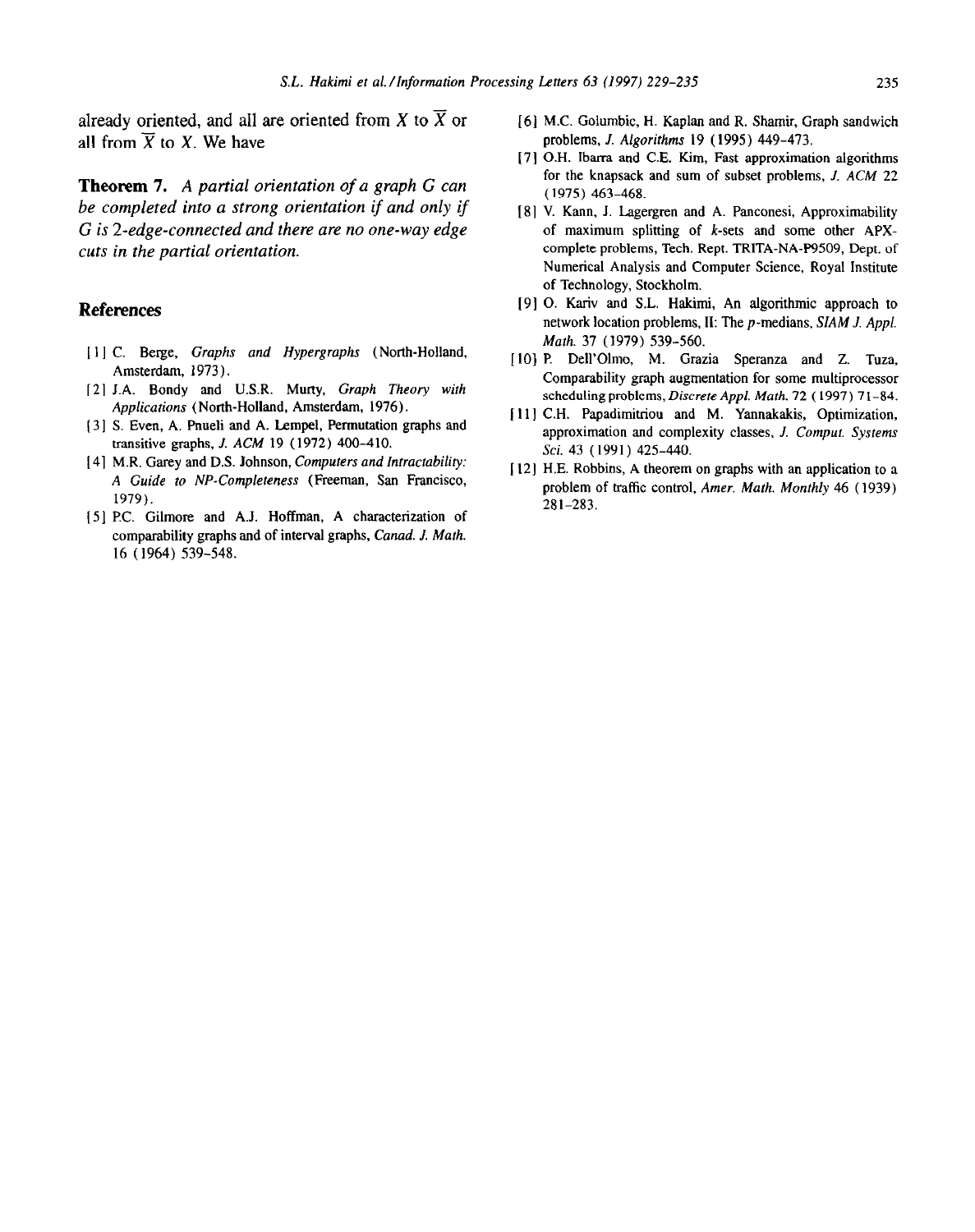already oriented, and all are oriented from $X$ to $\overline{X}$ or all from $\overline{X}$ to $X$. We have

**Theorem 7.** *A partial orientation of a graph $G$ can be completed into a strong orientation if and only if $G$ is 2-edge-connected and there are no one-way edge cuts in the partial orientation.*

## References

[1] C. Berge, *Graphs and Hypergraphs* (North-Holland, Amsterdam, 1973).

[2] J.A. Bondy and U.S.R. Murty, *Graph Theory with Applications* (North-Holland, Amsterdam, 1976).

[3] S. Even, A. Pnueli and A. Lempel, Permutation graphs and transitive graphs, *J. ACM* 19 (1972) 400–410.

[4] M.R. Garey and D.S. Johnson, *Computers and Intractability: A Guide to NP-Completeness* (Freeman, San Francisco, 1979).

[5] P.C. Gilmore and A.J. Hoffman, A characterization of comparability graphs and of interval graphs, *Canad. J. Math.* 16 (1964) 539–548.

[6] M.C. Golumbic, H. Kaplan and R. Shamir, Graph sandwich problems, *J. Algorithms* 19 (1995) 449–473.

[7] O.H. Ibarra and C.E. Kim, Fast approximation algorithms for the knapsack and sum of subset problems, *J. ACM* 22 (1975) 463–468.

[8] V. Kann, J. Lagergren and A. Panconesi, Approximability of maximum splitting of $k$-sets and some other APX-complete problems, Tech. Rept. TRITA-NA-P9509, Dept. of Numerical Analysis and Computer Science, Royal Institute of Technology, Stockholm.

[9] O. Kariv and S.L. Hakimi, An algorithmic approach to network location problems, II: The $p$-medians, *SIAM J. Appl. Math.* 37 (1979) 539–560.

[10] P. Dell'Olmo, M. Grazia Speranza and Z. Tuza, Comparability graph augmentation for some multiprocessor scheduling problems, *Discrete Appl. Math.* 72 (1997) 71–84.

[11] C.H. Papadimitriou and M. Yannakakis, Optimization, approximation and complexity classes, *J. Comput. Systems Sci.* 43 (1991) 425–440.

[12] H.E. Robbins, A theorem on graphs with an application to a problem of traffic control, *Amer. Math. Monthly* 46 (1939) 281–283.